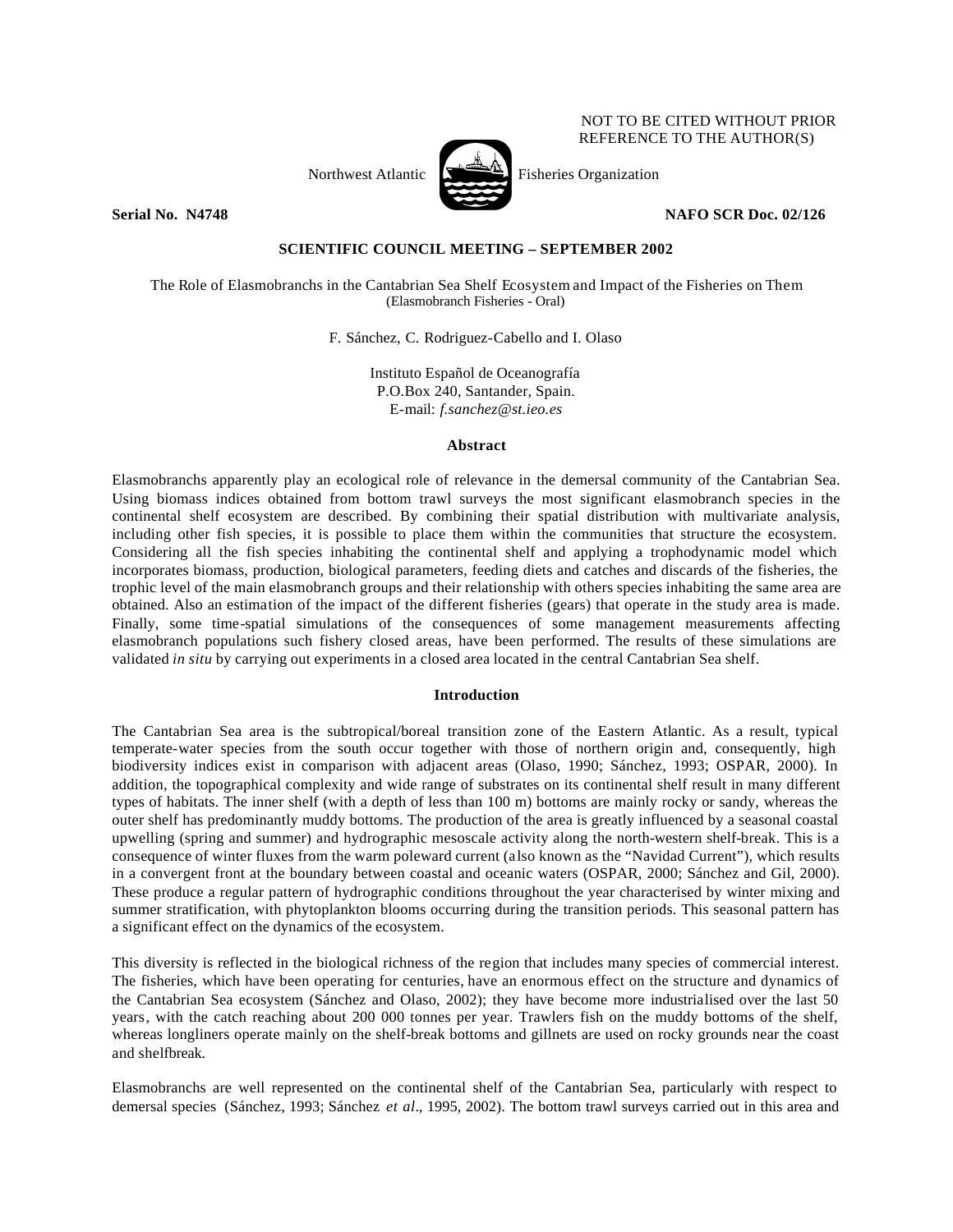NOT TO BE CITED WITHOUT PRIOR REFERENCE TO THE AUTHOR(S)

Northwest Atlantic Fisheries Organization

**Serial No. N4748** **NAFO SCR Doc. 02/126**

**SCIENTIFIC COUNCIL MEETING – SEPTEMBER 2002**

# The Role of Elasmobranchs in the Cantabrian Sea Shelf Ecosystem and Impact of the Fisheries on Them

(Elasmobranch Fisheries - Oral)

F. Sánchez, C. Rodriguez-Cabello and I. Olaso

Instituto Español de Oceanografía
P.O.Box 240, Santander, Spain.
E-mail: *f.sanchez@st.ieo.es*

## Abstract

Elasmobranchs apparently play an ecological role of relevance in the demersal community of the Cantabrian Sea. Using biomass indices obtained from bottom trawl surveys the most significant elasmobranch species in the continental shelf ecosystem are described. By combining their spatial distribution with multivariate analysis, including other fish species, it is possible to place them within the communities that structure the ecosystem. Considering all the fish species inhabiting the continental shelf and applying a trophodynamic model which incorporates biomass, production, biological parameters, feeding diets and catches and discards of the fisheries, the trophic level of the main elasmobranch groups and their relationship with others species inhabiting the same area are obtained. Also an estimation of the impact of the different fisheries (gears) that operate in the study area is made. Finally, some time-spatial simulations of the consequences of some management measurements affecting elasmobranch populations such fishery closed areas, have been performed. The results of these simulations are validated *in situ* by carrying out experiments in a closed area located in the central Cantabrian Sea shelf.

## Introduction

The Cantabrian Sea area is the subtropical/boreal transition zone of the Eastern Atlantic. As a result, typical temperate-water species from the south occur together with those of northern origin and, consequently, high biodiversity indices exist in comparison with adjacent areas (Olaso, 1990; Sánchez, 1993; OSPAR, 2000). In addition, the topographical complexity and wide range of substrates on its continental shelf result in many different types of habitats. The inner shelf (with a depth of less than 100 m) bottoms are mainly rocky or sandy, whereas the outer shelf has predominantly muddy bottoms. The production of the area is greatly influenced by a seasonal coastal upwelling (spring and summer) and hydrographic mesoscale activity along the north-western shelf-break. This is a consequence of winter fluxes from the warm poleward current (also known as the "Navidad Current"), which results in a convergent front at the boundary between coastal and oceanic waters (OSPAR, 2000; Sánchez and Gil, 2000). These produce a regular pattern of hydrographic conditions throughout the year characterised by winter mixing and summer stratification, with phytoplankton blooms occurring during the transition periods. This seasonal pattern has a significant effect on the dynamics of the ecosystem.

This diversity is reflected in the biological richness of the region that includes many species of commercial interest. The fisheries, which have been operating for centuries, have an enormous effect on the structure and dynamics of the Cantabrian Sea ecosystem (Sánchez and Olaso, 2002); they have become more industrialised over the last 50 years, with the catch reaching about 200 000 tonnes per year. Trawlers fish on the muddy bottoms of the shelf, whereas longliners operate mainly on the shelf-break bottoms and gillnets are used on rocky grounds near the coast and shelfbreak.

Elasmobranchs are well represented on the continental shelf of the Cantabrian Sea, particularly with respect to demersal species (Sánchez, 1993; Sánchez *et al*., 1995, 2002). The bottom trawl surveys carried out in this area and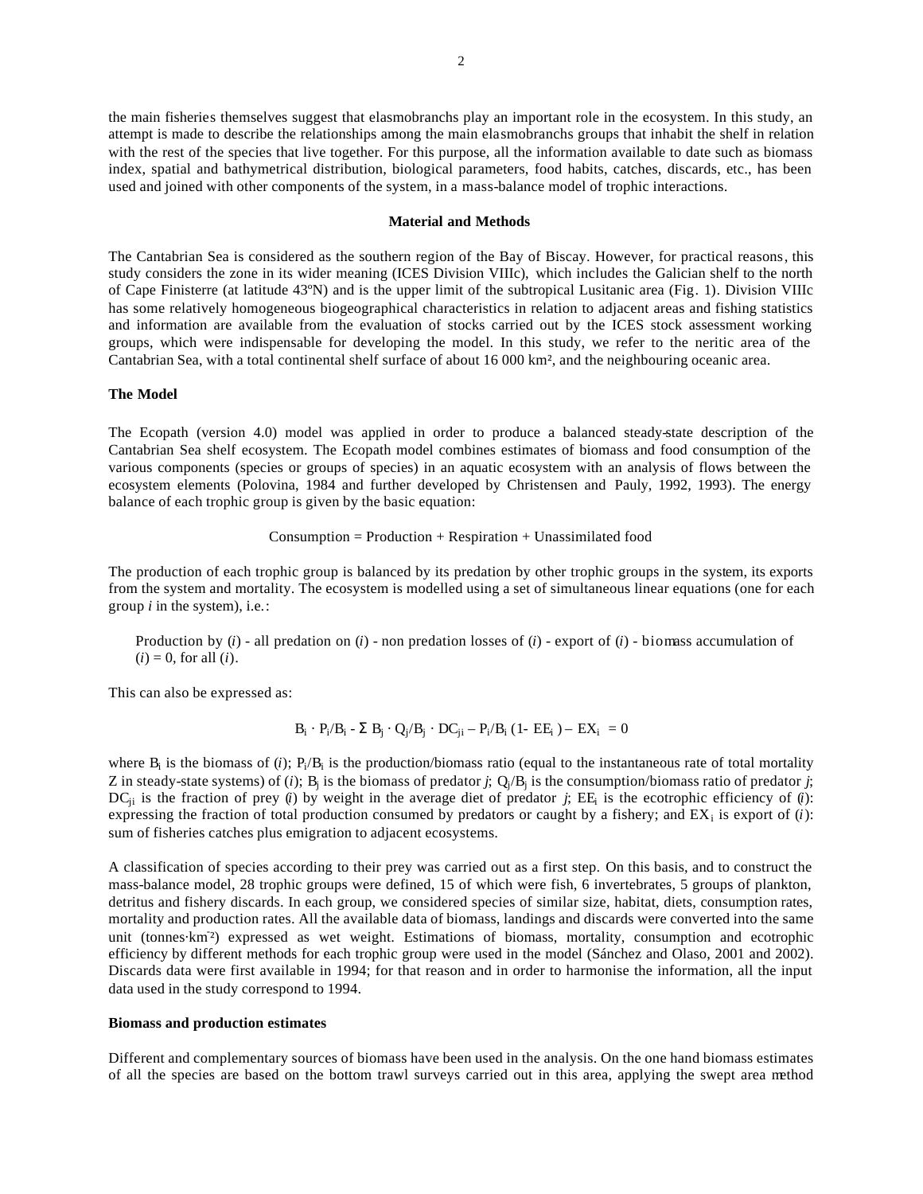the main fisheries themselves suggest that elasmobranchs play an important role in the ecosystem. In this study, an attempt is made to describe the relationships among the main elasmobranchs groups that inhabit the shelf in relation with the rest of the species that live together. For this purpose, all the information available to date such as biomass index, spatial and bathymetrical distribution, biological parameters, food habits, catches, discards, etc., has been used and joined with other components of the system, in a mass-balance model of trophic interactions.

## Material and Methods

The Cantabrian Sea is considered as the southern region of the Bay of Biscay. However, for practical reasons, this study considers the zone in its wider meaning (ICES Division VIIIc), which includes the Galician shelf to the north of Cape Finisterre (at latitude 43ºN) and is the upper limit of the subtropical Lusitanic area (Fig. 1). Division VIIIc has some relatively homogeneous biogeographical characteristics in relation to adjacent areas and fishing statistics and information are available from the evaluation of stocks carried out by the ICES stock assessment working groups, which were indispensable for developing the model. In this study, we refer to the neritic area of the Cantabrian Sea, with a total continental shelf surface of about 16 000 km², and the neighbouring oceanic area.

### The Model

The Ecopath (version 4.0) model was applied in order to produce a balanced steady-state description of the Cantabrian Sea shelf ecosystem. The Ecopath model combines estimates of biomass and food consumption of the various components (species or groups of species) in an aquatic ecosystem with an analysis of flows between the ecosystem elements (Polovina, 1984 and further developed by Christensen and Pauly, 1992, 1993). The energy balance of each trophic group is given by the basic equation:

Consumption = Production + Respiration + Unassimilated food

The production of each trophic group is balanced by its predation by other trophic groups in the system, its exports from the system and mortality. The ecosystem is modelled using a set of simultaneous linear equations (one for each group *i* in the system), i.e.:

> Production by (*i*) - all predation on (*i*) - non predation losses of (*i*) - export of (*i*) - biomass accumulation of (*i*) = 0, for all (*i*).

This can also be expressed as:

$$B_i \cdot P_i/B_i - \Sigma\, B_j \cdot Q_j/B_j \cdot DC_{ji} - P_i/B_i\,(1 - EE_i) - EX_i = 0$$

where $B_i$ is the biomass of (*i*); $P_i/B_i$ is the production/biomass ratio (equal to the instantaneous rate of total mortality Z in steady-state systems) of (*i*); $B_j$ is the biomass of predator *j*; $Q_j/B_j$ is the consumption/biomass ratio of predator *j*; $DC_{ji}$ is the fraction of prey (*i*) by weight in the average diet of predator *j*; $EE_i$ is the ecotrophic efficiency of (*i*): expressing the fraction of total production consumed by predators or caught by a fishery; and $EX_i$ is export of (*i*): sum of fisheries catches plus emigration to adjacent ecosystems.

A classification of species according to their prey was carried out as a first step. On this basis, and to construct the mass-balance model, 28 trophic groups were defined, 15 of which were fish, 6 invertebrates, 5 groups of plankton, detritus and fishery discards. In each group, we considered species of similar size, habitat, diets, consumption rates, mortality and production rates. All the available data of biomass, landings and discards were converted into the same unit (tonnes·km$^{-2}$) expressed as wet weight. Estimations of biomass, mortality, consumption and ecotrophic efficiency by different methods for each trophic group were used in the model (Sánchez and Olaso, 2001 and 2002). Discards data were first available in 1994; for that reason and in order to harmonise the information, all the input data used in the study correspond to 1994.

### Biomass and production estimates

Different and complementary sources of biomass have been used in the analysis. On the one hand biomass estimates of all the species are based on the bottom trawl surveys carried out in this area, applying the swept area method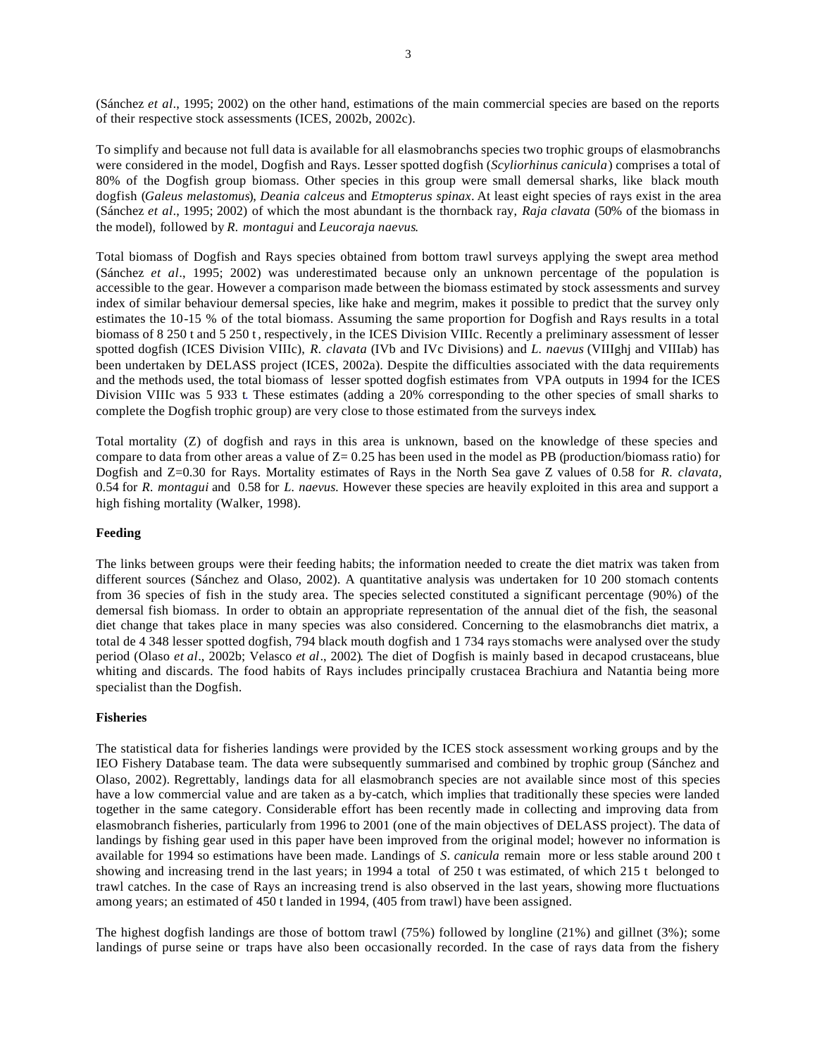(Sánchez *et al*., 1995; 2002) on the other hand, estimations of the main commercial species are based on the reports of their respective stock assessments (ICES, 2002b, 2002c).

To simplify and because not full data is available for all elasmobranchs species two trophic groups of elasmobranchs were considered in the model, Dogfish and Rays. Lesser spotted dogfish (*Scyliorhinus canicula*) comprises a total of 80% of the Dogfish group biomass. Other species in this group were small demersal sharks, like black mouth dogfish (*Galeus melastomus*), *Deania calceus* and *Etmopterus spinax*. At least eight species of rays exist in the area (Sánchez *et al*., 1995; 2002) of which the most abundant is the thornback ray, *Raja clavata* (50% of the biomass in the model), followed by *R. montagui* and *Leucoraja naevus*.

Total biomass of Dogfish and Rays species obtained from bottom trawl surveys applying the swept area method (Sánchez *et al*., 1995; 2002) was underestimated because only an unknown percentage of the population is accessible to the gear. However a comparison made between the biomass estimated by stock assessments and survey index of similar behaviour demersal species, like hake and megrim, makes it possible to predict that the survey only estimates the 10-15 % of the total biomass. Assuming the same proportion for Dogfish and Rays results in a total biomass of 8 250 t and 5 250 t, respectively, in the ICES Division VIIIc. Recently a preliminary assessment of lesser spotted dogfish (ICES Division VIIIc), *R. clavata* (IVb and IVc Divisions) and *L. naevus* (VIIIghj and VIIIab) has been undertaken by DELASS project (ICES, 2002a). Despite the difficulties associated with the data requirements and the methods used, the total biomass of lesser spotted dogfish estimates from VPA outputs in 1994 for the ICES Division VIIIc was 5 933 t. These estimates (adding a 20% corresponding to the other species of small sharks to complete the Dogfish trophic group) are very close to those estimated from the surveys index.

Total mortality (Z) of dogfish and rays in this area is unknown, based on the knowledge of these species and compare to data from other areas a value of $Z= 0.25$ has been used in the model as PB (production/biomass ratio) for Dogfish and $Z=0.30$ for Rays. Mortality estimates of Rays in the North Sea gave Z values of 0.58 for *R. clavata*, 0.54 for *R. montagui* and 0.58 for *L. naevus.* However these species are heavily exploited in this area and support a high fishing mortality (Walker, 1998).

**Feeding**

The links between groups were their feeding habits; the information needed to create the diet matrix was taken from different sources (Sánchez and Olaso, 2002). A quantitative analysis was undertaken for 10 200 stomach contents from 36 species of fish in the study area. The species selected constituted a significant percentage (90%) of the demersal fish biomass. In order to obtain an appropriate representation of the annual diet of the fish, the seasonal diet change that takes place in many species was also considered. Concerning to the elasmobranchs diet matrix, a total de 4 348 lesser spotted dogfish, 794 black mouth dogfish and 1 734 rays stomachs were analysed over the study period (Olaso *et al*., 2002b; Velasco *et al*., 2002). The diet of Dogfish is mainly based in decapod crustaceans, blue whiting and discards. The food habits of Rays includes principally crustacea Brachiura and Natantia being more specialist than the Dogfish.

**Fisheries**

The statistical data for fisheries landings were provided by the ICES stock assessment working groups and by the IEO Fishery Database team. The data were subsequently summarised and combined by trophic group (Sánchez and Olaso, 2002). Regrettably, landings data for all elasmobranch species are not available since most of this species have a low commercial value and are taken as a by-catch, which implies that traditionally these species were landed together in the same category. Considerable effort has been recently made in collecting and improving data from elasmobranch fisheries, particularly from 1996 to 2001 (one of the main objectives of DELASS project). The data of landings by fishing gear used in this paper have been improved from the original model; however no information is available for 1994 so estimations have been made. Landings of *S. canicula* remain more or less stable around 200 t showing and increasing trend in the last years; in 1994 a total of 250 t was estimated, of which 215 t belonged to trawl catches. In the case of Rays an increasing trend is also observed in the last years, showing more fluctuations among years; an estimated of 450 t landed in 1994, (405 from trawl) have been assigned.

The highest dogfish landings are those of bottom trawl (75%) followed by longline (21%) and gillnet (3%); some landings of purse seine or traps have also been occasionally recorded. In the case of rays data from the fishery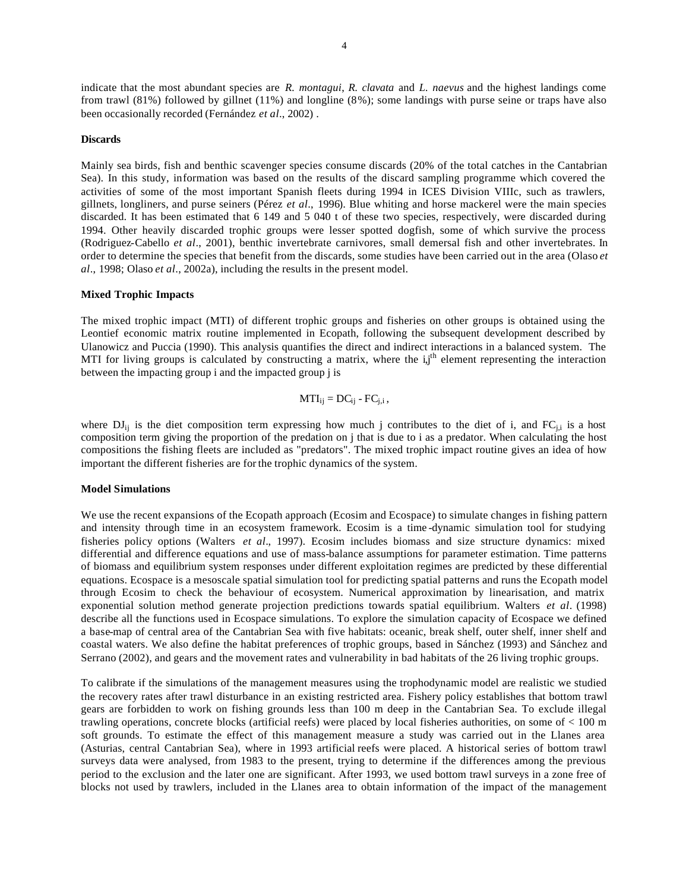indicate that the most abundant species are *R. montagui*, *R. clavata* and *L. naevus* and the highest landings come from trawl (81%) followed by gillnet (11%) and longline (8%); some landings with purse seine or traps have also been occasionally recorded (Fernández *et al*., 2002) .

**Discards**

Mainly sea birds, fish and benthic scavenger species consume discards (20% of the total catches in the Cantabrian Sea). In this study, information was based on the results of the discard sampling programme which covered the activities of some of the most important Spanish fleets during 1994 in ICES Division VIIIc, such as trawlers, gillnets, longliners, and purse seiners (Pérez *et al*., 1996). Blue whiting and horse mackerel were the main species discarded. It has been estimated that 6 149 and 5 040 t of these two species, respectively, were discarded during 1994. Other heavily discarded trophic groups were lesser spotted dogfish, some of which survive the process (Rodriguez-Cabello *et al*., 2001), benthic invertebrate carnivores, small demersal fish and other invertebrates. In order to determine the species that benefit from the discards, some studies have been carried out in the area (Olaso *et al*., 1998; Olaso *et al*., 2002a), including the results in the present model.

**Mixed Trophic Impacts**

The mixed trophic impact (MTI) of different trophic groups and fisheries on other groups is obtained using the Leontief economic matrix routine implemented in Ecopath, following the subsequent development described by Ulanowicz and Puccia (1990). This analysis quantifies the direct and indirect interactions in a balanced system. The MTI for living groups is calculated by constructing a matrix, where the $i,j^{th}$ element representing the interaction between the impacting group i and the impacted group j is

$$MTI_{ij} = DC_{ij} - FC_{j,i},$$

where $DJ_{ij}$ is the diet composition term expressing how much j contributes to the diet of i, and $FC_{j,i}$ is a host composition term giving the proportion of the predation on j that is due to i as a predator. When calculating the host compositions the fishing fleets are included as "predators". The mixed trophic impact routine gives an idea of how important the different fisheries are for the trophic dynamics of the system.

**Model Simulations**

We use the recent expansions of the Ecopath approach (Ecosim and Ecospace) to simulate changes in fishing pattern and intensity through time in an ecosystem framework. Ecosim is a time-dynamic simulation tool for studying fisheries policy options (Walters *et al*., 1997). Ecosim includes biomass and size structure dynamics: mixed differential and difference equations and use of mass-balance assumptions for parameter estimation. Time patterns of biomass and equilibrium system responses under different exploitation regimes are predicted by these differential equations. Ecospace is a mesoscale spatial simulation tool for predicting spatial patterns and runs the Ecopath model through Ecosim to check the behaviour of ecosystem. Numerical approximation by linearisation, and matrix exponential solution method generate projection predictions towards spatial equilibrium. Walters *et al*. (1998) describe all the functions used in Ecospace simulations. To explore the simulation capacity of Ecospace we defined a base-map of central area of the Cantabrian Sea with five habitats: oceanic, break shelf, outer shelf, inner shelf and coastal waters. We also define the habitat preferences of trophic groups, based in Sánchez (1993) and Sánchez and Serrano (2002), and gears and the movement rates and vulnerability in bad habitats of the 26 living trophic groups.

To calibrate if the simulations of the management measures using the trophodynamic model are realistic we studied the recovery rates after trawl disturbance in an existing restricted area. Fishery policy establishes that bottom trawl gears are forbidden to work on fishing grounds less than 100 m deep in the Cantabrian Sea. To exclude illegal trawling operations, concrete blocks (artificial reefs) were placed by local fisheries authorities, on some of < 100 m soft grounds. To estimate the effect of this management measure a study was carried out in the Llanes area (Asturias, central Cantabrian Sea), where in 1993 artificial reefs were placed. A historical series of bottom trawl surveys data were analysed, from 1983 to the present, trying to determine if the differences among the previous period to the exclusion and the later one are significant. After 1993, we used bottom trawl surveys in a zone free of blocks not used by trawlers, included in the Llanes area to obtain information of the impact of the management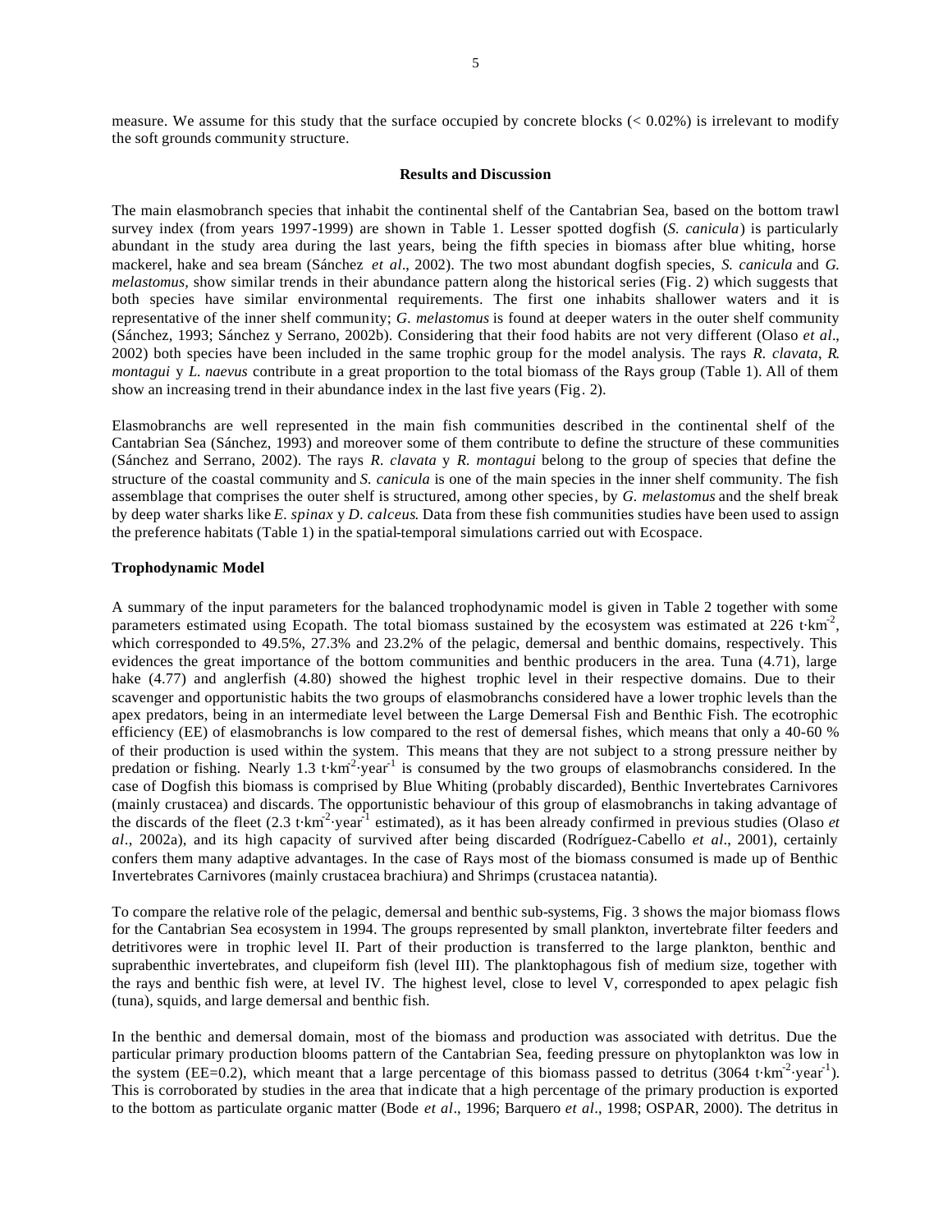measure. We assume for this study that the surface occupied by concrete blocks (< 0.02%) is irrelevant to modify the soft grounds community structure.

## Results and Discussion

The main elasmobranch species that inhabit the continental shelf of the Cantabrian Sea, based on the bottom trawl survey index (from years 1997-1999) are shown in Table 1. Lesser spotted dogfish (*S. canicula*) is particularly abundant in the study area during the last years, being the fifth species in biomass after blue whiting, horse mackerel, hake and sea bream (Sánchez *et al*., 2002). The two most abundant dogfish species, *S. canicula* and *G. melastomus*, show similar trends in their abundance pattern along the historical series (Fig. 2) which suggests that both species have similar environmental requirements. The first one inhabits shallower waters and it is representative of the inner shelf community; *G. melastomus* is found at deeper waters in the outer shelf community (Sánchez, 1993; Sánchez y Serrano, 2002b). Considering that their food habits are not very different (Olaso *et al*., 2002) both species have been included in the same trophic group for the model analysis. The rays *R. clavata*, *R. montagui* y *L. naevus* contribute in a great proportion to the total biomass of the Rays group (Table 1). All of them show an increasing trend in their abundance index in the last five years (Fig. 2).

Elasmobranchs are well represented in the main fish communities described in the continental shelf of the Cantabrian Sea (Sánchez, 1993) and moreover some of them contribute to define the structure of these communities (Sánchez and Serrano, 2002). The rays *R. clavata* y *R. montagui* belong to the group of species that define the structure of the coastal community and *S. canicula* is one of the main species in the inner shelf community. The fish assemblage that comprises the outer shelf is structured, among other species, by *G. melastomus* and the shelf break by deep water sharks like *E. spinax* y *D. calceus*. Data from these fish communities studies have been used to assign the preference habitats (Table 1) in the spatial-temporal simulations carried out with Ecospace.

### Trophodynamic Model

A summary of the input parameters for the balanced trophodynamic model is given in Table 2 together with some parameters estimated using Ecopath. The total biomass sustained by the ecosystem was estimated at 226 $t{\cdot}km^{-2}$, which corresponded to 49.5%, 27.3% and 23.2% of the pelagic, demersal and benthic domains, respectively. This evidences the great importance of the bottom communities and benthic producers in the area. Tuna (4.71), large hake (4.77) and anglerfish (4.80) showed the highest trophic level in their respective domains. Due to their scavenger and opportunistic habits the two groups of elasmobranchs considered have a lower trophic levels than the apex predators, being in an intermediate level between the Large Demersal Fish and Benthic Fish. The ecotrophic efficiency (EE) of elasmobranchs is low compared to the rest of demersal fishes, which means that only a 40-60 % of their production is used within the system. This means that they are not subject to a strong pressure neither by predation or fishing. Nearly 1.3 $t{\cdot}km^{-2}{\cdot}year^{-1}$ is consumed by the two groups of elasmobranchs considered. In the case of Dogfish this biomass is comprised by Blue Whiting (probably discarded), Benthic Invertebrates Carnivores (mainly crustacea) and discards. The opportunistic behaviour of this group of elasmobranchs in taking advantage of the discards of the fleet (2.3 $t{\cdot}km^{-2}{\cdot}year^{-1}$ estimated), as it has been already confirmed in previous studies (Olaso *et al*., 2002a), and its high capacity of survived after being discarded (Rodríguez-Cabello *et al*., 2001), certainly confers them many adaptive advantages. In the case of Rays most of the biomass consumed is made up of Benthic Invertebrates Carnivores (mainly crustacea brachiura) and Shrimps (crustacea natantia).

To compare the relative role of the pelagic, demersal and benthic sub-systems, Fig. 3 shows the major biomass flows for the Cantabrian Sea ecosystem in 1994. The groups represented by small plankton, invertebrate filter feeders and detritivores were in trophic level II. Part of their production is transferred to the large plankton, benthic and suprabenthic invertebrates, and clupeiform fish (level III). The planktophagous fish of medium size, together with the rays and benthic fish were, at level IV. The highest level, close to level V, corresponded to apex pelagic fish (tuna), squids, and large demersal and benthic fish.

In the benthic and demersal domain, most of the biomass and production was associated with detritus. Due the particular primary production blooms pattern of the Cantabrian Sea, feeding pressure on phytoplankton was low in the system (EE=0.2), which meant that a large percentage of this biomass passed to detritus (3064 $t{\cdot}km^{-2}{\cdot}year^{-1}$). This is corroborated by studies in the area that indicate that a high percentage of the primary production is exported to the bottom as particulate organic matter (Bode *et al*., 1996; Barquero *et al*., 1998; OSPAR, 2000). The detritus in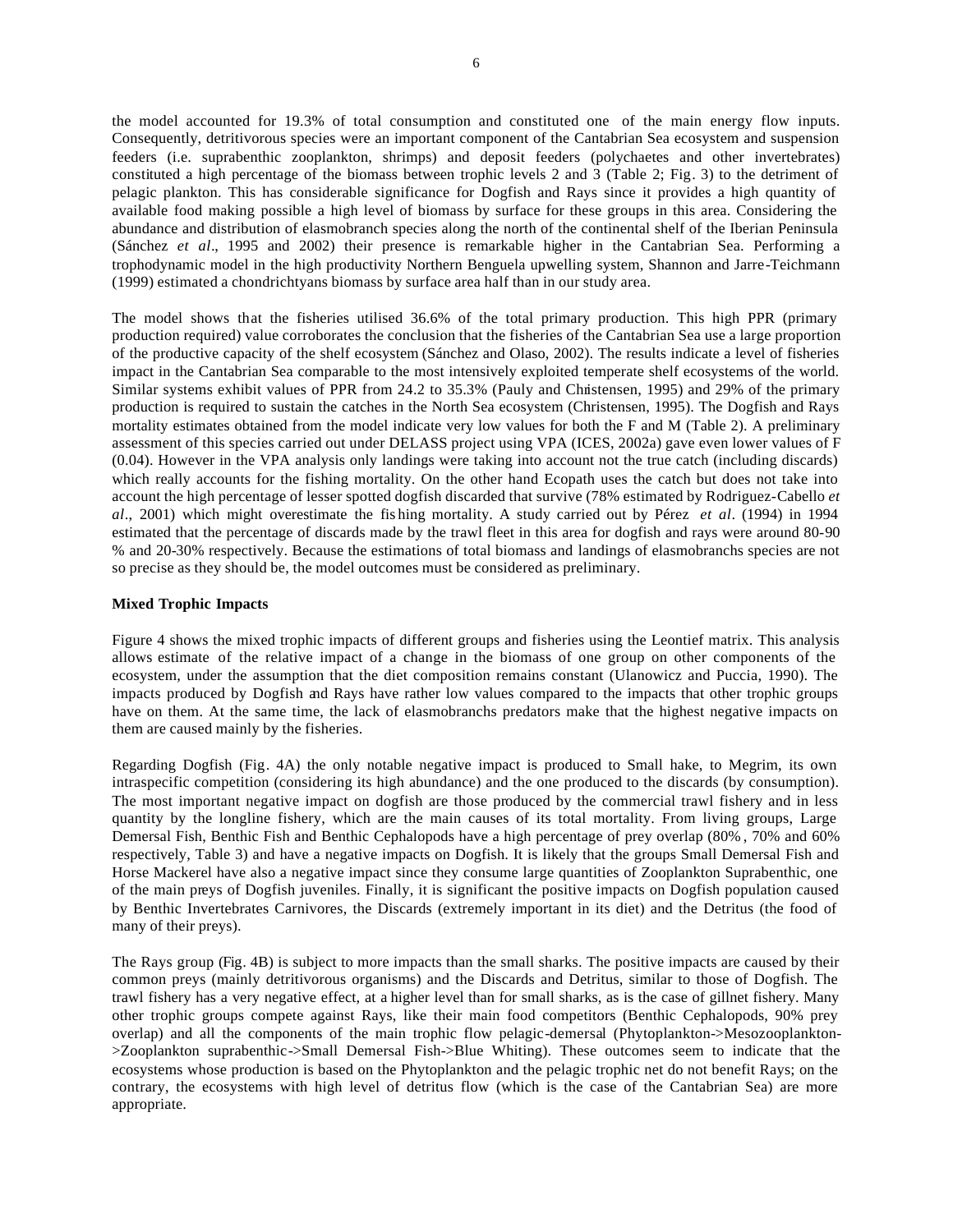the model accounted for 19.3% of total consumption and constituted one of the main energy flow inputs. Consequently, detritivorous species were an important component of the Cantabrian Sea ecosystem and suspension feeders (i.e. suprabenthic zooplankton, shrimps) and deposit feeders (polychaetes and other invertebrates) constituted a high percentage of the biomass between trophic levels 2 and 3 (Table 2; Fig. 3) to the detriment of pelagic plankton. This has considerable significance for Dogfish and Rays since it provides a high quantity of available food making possible a high level of biomass by surface for these groups in this area. Considering the abundance and distribution of elasmobranch species along the north of the continental shelf of the Iberian Peninsula (Sánchez *et al*., 1995 and 2002) their presence is remarkable higher in the Cantabrian Sea. Performing a trophodynamic model in the high productivity Northern Benguela upwelling system, Shannon and Jarre-Teichmann (1999) estimated a chondrichtyans biomass by surface area half than in our study area.

The model shows that the fisheries utilised 36.6% of the total primary production. This high PPR (primary production required) value corroborates the conclusion that the fisheries of the Cantabrian Sea use a large proportion of the productive capacity of the shelf ecosystem (Sánchez and Olaso, 2002). The results indicate a level of fisheries impact in the Cantabrian Sea comparable to the most intensively exploited temperate shelf ecosystems of the world. Similar systems exhibit values of PPR from 24.2 to 35.3% (Pauly and Christensen, 1995) and 29% of the primary production is required to sustain the catches in the North Sea ecosystem (Christensen, 1995). The Dogfish and Rays mortality estimates obtained from the model indicate very low values for both the F and M (Table 2). A preliminary assessment of this species carried out under DELASS project using VPA (ICES, 2002a) gave even lower values of F (0.04). However in the VPA analysis only landings were taking into account not the true catch (including discards) which really accounts for the fishing mortality. On the other hand Ecopath uses the catch but does not take into account the high percentage of lesser spotted dogfish discarded that survive (78% estimated by Rodriguez-Cabello *et al*., 2001) which might overestimate the fishing mortality. A study carried out by Pérez *et al*. (1994) in 1994 estimated that the percentage of discards made by the trawl fleet in this area for dogfish and rays were around 80-90 % and 20-30% respectively. Because the estimations of total biomass and landings of elasmobranchs species are not so precise as they should be, the model outcomes must be considered as preliminary.

**Mixed Trophic Impacts**

Figure 4 shows the mixed trophic impacts of different groups and fisheries using the Leontief matrix. This analysis allows estimate of the relative impact of a change in the biomass of one group on other components of the ecosystem, under the assumption that the diet composition remains constant (Ulanowicz and Puccia, 1990). The impacts produced by Dogfish and Rays have rather low values compared to the impacts that other trophic groups have on them. At the same time, the lack of elasmobranchs predators make that the highest negative impacts on them are caused mainly by the fisheries.

Regarding Dogfish (Fig. 4A) the only notable negative impact is produced to Small hake, to Megrim, its own intraspecific competition (considering its high abundance) and the one produced to the discards (by consumption). The most important negative impact on dogfish are those produced by the commercial trawl fishery and in less quantity by the longline fishery, which are the main causes of its total mortality. From living groups, Large Demersal Fish, Benthic Fish and Benthic Cephalopods have a high percentage of prey overlap (80%, 70% and 60% respectively, Table 3) and have a negative impacts on Dogfish. It is likely that the groups Small Demersal Fish and Horse Mackerel have also a negative impact since they consume large quantities of Zooplankton Suprabenthic, one of the main preys of Dogfish juveniles. Finally, it is significant the positive impacts on Dogfish population caused by Benthic Invertebrates Carnivores, the Discards (extremely important in its diet) and the Detritus (the food of many of their preys).

The Rays group (Fig. 4B) is subject to more impacts than the small sharks. The positive impacts are caused by their common preys (mainly detritivorous organisms) and the Discards and Detritus, similar to those of Dogfish. The trawl fishery has a very negative effect, at a higher level than for small sharks, as is the case of gillnet fishery. Many other trophic groups compete against Rays, like their main food competitors (Benthic Cephalopods, 90% prey overlap) and all the components of the main trophic flow pelagic-demersal (Phytoplankton->Mesozooplankton->Zooplankton suprabenthic->Small Demersal Fish->Blue Whiting). These outcomes seem to indicate that the ecosystems whose production is based on the Phytoplankton and the pelagic trophic net do not benefit Rays; on the contrary, the ecosystems with high level of detritus flow (which is the case of the Cantabrian Sea) are more appropriate.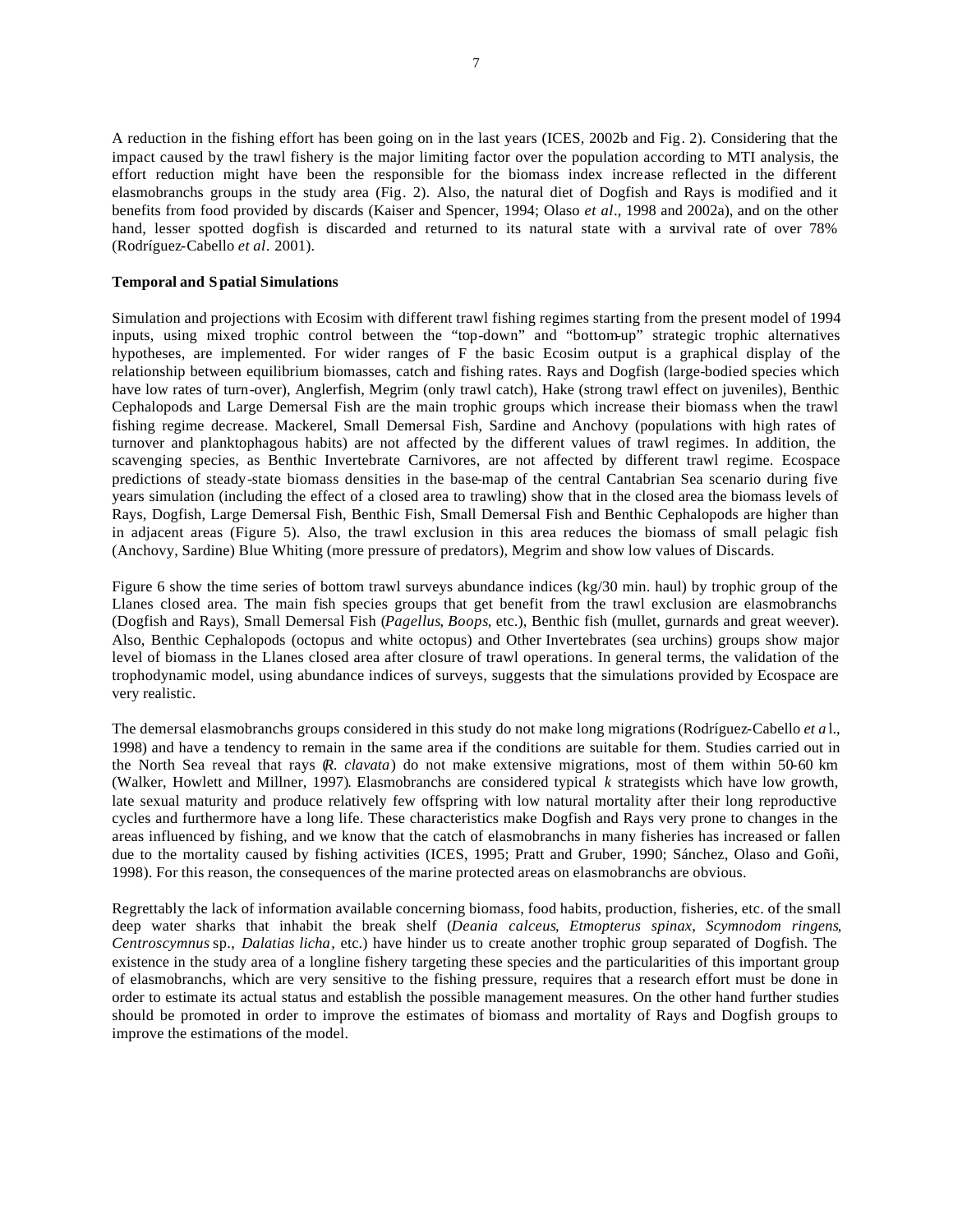A reduction in the fishing effort has been going on in the last years (ICES, 2002b and Fig. 2). Considering that the impact caused by the trawl fishery is the major limiting factor over the population according to MTI analysis, the effort reduction might have been the responsible for the biomass index increase reflected in the different elasmobranchs groups in the study area (Fig. 2). Also, the natural diet of Dogfish and Rays is modified and it benefits from food provided by discards (Kaiser and Spencer, 1994; Olaso *et al*., 1998 and 2002a), and on the other hand, lesser spotted dogfish is discarded and returned to its natural state with a survival rate of over 78% (Rodríguez-Cabello *et al*. 2001).

**Temporal and Spatial Simulations**

Simulation and projections with Ecosim with different trawl fishing regimes starting from the present model of 1994 inputs, using mixed trophic control between the "top-down" and "bottom-up" strategic trophic alternatives hypotheses, are implemented. For wider ranges of F the basic Ecosim output is a graphical display of the relationship between equilibrium biomasses, catch and fishing rates. Rays and Dogfish (large-bodied species which have low rates of turn-over), Anglerfish, Megrim (only trawl catch), Hake (strong trawl effect on juveniles), Benthic Cephalopods and Large Demersal Fish are the main trophic groups which increase their biomass when the trawl fishing regime decrease. Mackerel, Small Demersal Fish, Sardine and Anchovy (populations with high rates of turnover and planktophagous habits) are not affected by the different values of trawl regimes. In addition, the scavenging species, as Benthic Invertebrate Carnivores, are not affected by different trawl regime. Ecospace predictions of steady-state biomass densities in the base-map of the central Cantabrian Sea scenario during five years simulation (including the effect of a closed area to trawling) show that in the closed area the biomass levels of Rays, Dogfish, Large Demersal Fish, Benthic Fish, Small Demersal Fish and Benthic Cephalopods are higher than in adjacent areas (Figure 5). Also, the trawl exclusion in this area reduces the biomass of small pelagic fish (Anchovy, Sardine) Blue Whiting (more pressure of predators), Megrim and show low values of Discards.

Figure 6 show the time series of bottom trawl surveys abundance indices (kg/30 min. haul) by trophic group of the Llanes closed area. The main fish species groups that get benefit from the trawl exclusion are elasmobranchs (Dogfish and Rays), Small Demersal Fish (*Pagellus*, *Boops*, etc.), Benthic fish (mullet, gurnards and great weever). Also, Benthic Cephalopods (octopus and white octopus) and Other Invertebrates (sea urchins) groups show major level of biomass in the Llanes closed area after closure of trawl operations. In general terms, the validation of the trophodynamic model, using abundance indices of surveys, suggests that the simulations provided by Ecospace are very realistic.

The demersal elasmobranchs groups considered in this study do not make long migrations (Rodríguez-Cabello *et al*., 1998) and have a tendency to remain in the same area if the conditions are suitable for them. Studies carried out in the North Sea reveal that rays (*R. clavata*) do not make extensive migrations, most of them within 50-60 km (Walker, Howlett and Millner, 1997). Elasmobranchs are considered typical *k* strategists which have low growth, late sexual maturity and produce relatively few offspring with low natural mortality after their long reproductive cycles and furthermore have a long life. These characteristics make Dogfish and Rays very prone to changes in the areas influenced by fishing, and we know that the catch of elasmobranchs in many fisheries has increased or fallen due to the mortality caused by fishing activities (ICES, 1995; Pratt and Gruber, 1990; Sánchez, Olaso and Goñi, 1998). For this reason, the consequences of the marine protected areas on elasmobranchs are obvious.

Regrettably the lack of information available concerning biomass, food habits, production, fisheries, etc. of the small deep water sharks that inhabit the break shelf (*Deania calceus*, *Etmopterus spinax*, *Scymnodom ringens*, *Centroscymnus* sp., *Dalatias licha*, etc.) have hinder us to create another trophic group separated of Dogfish. The existence in the study area of a longline fishery targeting these species and the particularities of this important group of elasmobranchs, which are very sensitive to the fishing pressure, requires that a research effort must be done in order to estimate its actual status and establish the possible management measures. On the other hand further studies should be promoted in order to improve the estimates of biomass and mortality of Rays and Dogfish groups to improve the estimations of the model.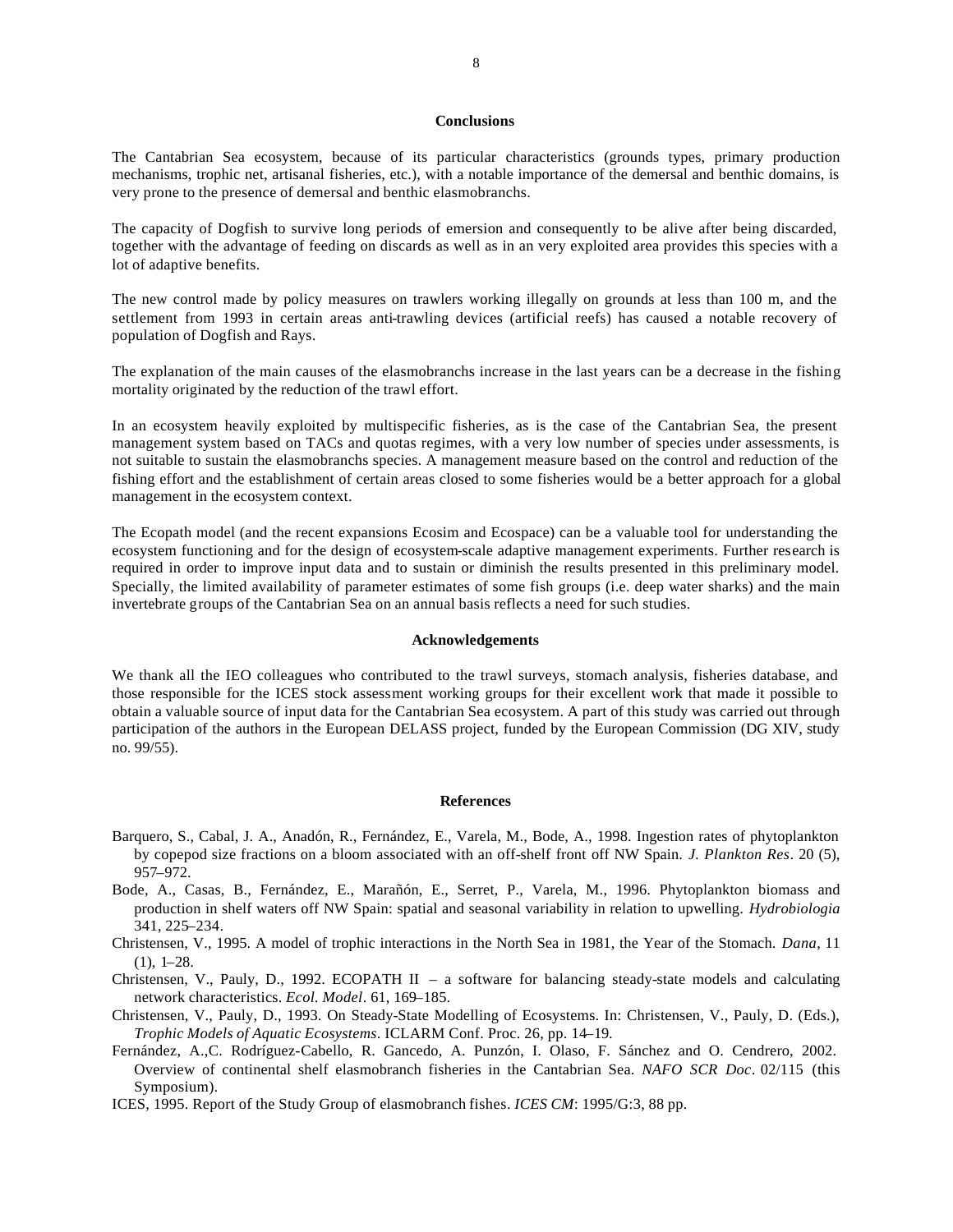## Conclusions

The Cantabrian Sea ecosystem, because of its particular characteristics (grounds types, primary production mechanisms, trophic net, artisanal fisheries, etc.), with a notable importance of the demersal and benthic domains, is very prone to the presence of demersal and benthic elasmobranchs.

The capacity of Dogfish to survive long periods of emersion and consequently to be alive after being discarded, together with the advantage of feeding on discards as well as in an very exploited area provides this species with a lot of adaptive benefits.

The new control made by policy measures on trawlers working illegally on grounds at less than 100 m, and the settlement from 1993 in certain areas anti-trawling devices (artificial reefs) has caused a notable recovery of population of Dogfish and Rays.

The explanation of the main causes of the elasmobranchs increase in the last years can be a decrease in the fishing mortality originated by the reduction of the trawl effort.

In an ecosystem heavily exploited by multispecific fisheries, as is the case of the Cantabrian Sea, the present management system based on TACs and quotas regimes, with a very low number of species under assessments, is not suitable to sustain the elasmobranchs species. A management measure based on the control and reduction of the fishing effort and the establishment of certain areas closed to some fisheries would be a better approach for a global management in the ecosystem context.

The Ecopath model (and the recent expansions Ecosim and Ecospace) can be a valuable tool for understanding the ecosystem functioning and for the design of ecosystem-scale adaptive management experiments. Further research is required in order to improve input data and to sustain or diminish the results presented in this preliminary model. Specially, the limited availability of parameter estimates of some fish groups (i.e. deep water sharks) and the main invertebrate groups of the Cantabrian Sea on an annual basis reflects a need for such studies.

## Acknowledgements

We thank all the IEO colleagues who contributed to the trawl surveys, stomach analysis, fisheries database, and those responsible for the ICES stock assessment working groups for their excellent work that made it possible to obtain a valuable source of input data for the Cantabrian Sea ecosystem. A part of this study was carried out through participation of the authors in the European DELASS project, funded by the European Commission (DG XIV, study no. 99/55).

## References

Barquero, S., Cabal, J. A., Anadón, R., Fernández, E., Varela, M., Bode, A., 1998. Ingestion rates of phytoplankton by copepod size fractions on a bloom associated with an off-shelf front off NW Spain. *J. Plankton Res*. 20 (5), 957–972.

Bode, A., Casas, B., Fernández, E., Marañón, E., Serret, P., Varela, M., 1996. Phytoplankton biomass and production in shelf waters off NW Spain: spatial and seasonal variability in relation to upwelling. *Hydrobiologia* 341, 225–234.

Christensen, V., 1995. A model of trophic interactions in the North Sea in 1981, the Year of the Stomach. *Dana*, 11 (1), 1–28.

Christensen, V., Pauly, D., 1992. ECOPATH II – a software for balancing steady-state models and calculating network characteristics. *Ecol. Model*. 61, 169–185.

Christensen, V., Pauly, D., 1993. On Steady-State Modelling of Ecosystems. In: Christensen, V., Pauly, D. (Eds.), *Trophic Models of Aquatic Ecosystems*. ICLARM Conf. Proc. 26, pp. 14–19.

Fernández, A.,C. Rodríguez-Cabello, R. Gancedo, A. Punzón, I. Olaso, F. Sánchez and O. Cendrero, 2002. Overview of continental shelf elasmobranch fisheries in the Cantabrian Sea. *NAFO SCR Doc*. 02/115 (this Symposium).

ICES, 1995. Report of the Study Group of elasmobranch fishes. *ICES CM*: 1995/G:3, 88 pp.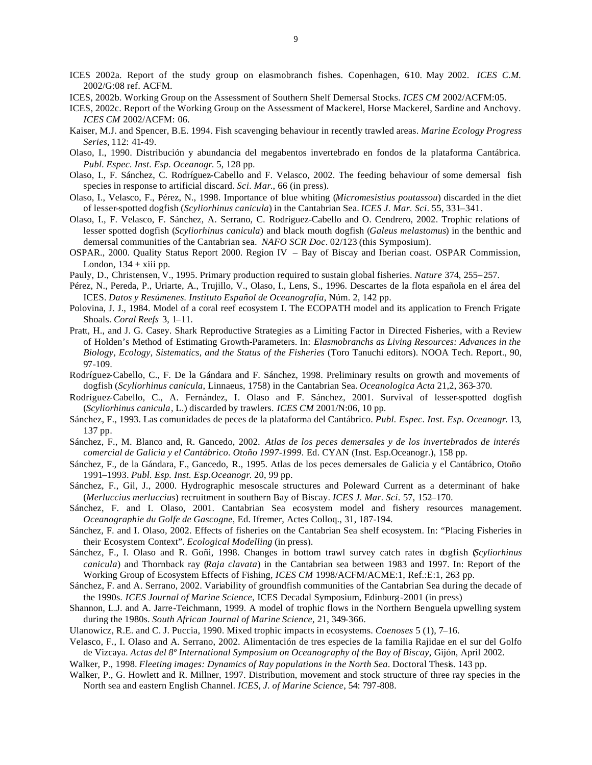ICES 2002a. Report of the study group on elasmobranch fishes. Copenhagen, 6-10. May 2002. *ICES C.M.* 2002/G:08 ref. ACFM.

ICES, 2002b. Working Group on the Assessment of Southern Shelf Demersal Stocks. *ICES CM* 2002/ACFM:05.

ICES, 2002c. Report of the Working Group on the Assessment of Mackerel, Horse Mackerel, Sardine and Anchovy. *ICES CM* 2002/ACFM: 06.

Kaiser, M.J. and Spencer, B.E. 1994. Fish scavenging behaviour in recently trawled areas. *Marine Ecology Progress Series*, 112: 41-49.

Olaso, I., 1990. Distribución y abundancia del megabentos invertebrado en fondos de la plataforma Cantábrica. *Publ. Espec. Inst. Esp. Oceanogr.* 5, 128 pp.

Olaso, I., F. Sánchez, C. Rodríguez-Cabello and F. Velasco, 2002. The feeding behaviour of some demersal fish species in response to artificial discard. *Sci. Mar.*, 66 (in press).

Olaso, I., Velasco, F., Pérez, N., 1998. Importance of blue whiting (*Micromesistius poutassou*) discarded in the diet of lesser-spotted dogfish (*Scyliorhinus canicula*) in the Cantabrian Sea. *ICES J. Mar. Sci*. 55, 331–341.

Olaso, I., F. Velasco, F. Sánchez, A. Serrano, C. Rodríguez-Cabello and O. Cendrero, 2002. Trophic relations of lesser spotted dogfish (*Scyliorhinus canicula*) and black mouth dogfish (*Galeus melastomus*) in the benthic and demersal communities of the Cantabrian sea. *NAFO SCR Doc*. 02/123 (this Symposium).

OSPAR., 2000. Quality Status Report 2000. Region IV – Bay of Biscay and Iberian coast. OSPAR Commission, London, 134 + xiii pp.

Pauly, D., Christensen, V., 1995. Primary production required to sustain global fisheries. *Nature* 374, 255–257.

Pérez, N., Pereda, P., Uriarte, A., Trujillo, V., Olaso, I., Lens, S., 1996. Descartes de la flota española en el área del ICES. *Datos y Resúmenes. Instituto Español de Oceanografía*, Núm. 2, 142 pp.

Polovina, J. J., 1984. Model of a coral reef ecosystem I. The ECOPATH model and its application to French Frigate Shoals. *Coral Reefs* 3, 1–11.

Pratt, H., and J. G. Casey. Shark Reproductive Strategies as a Limiting Factor in Directed Fisheries, with a Review of Holden's Method of Estimating Growth-Parameters. In: *Elasmobranchs as Living Resources: Advances in the Biology, Ecology, Sistematics, and the Status of the Fisheries* (Toro Tanuchi editors). NOAA Tech. Report., 90, 97-109.

Rodríguez-Cabello, C., F. De la Gándara and F. Sánchez, 1998. Preliminary results on growth and movements of dogfish (*Scyliorhinus canicula*, Linnaeus, 1758) in the Cantabrian Sea. *Oceanologica Acta* 21,2, 363-370.

Rodríguez-Cabello, C., A. Fernández, I. Olaso and F. Sánchez, 2001. Survival of lesser-spotted dogfish (*Scyliorhinus canicula*, L.) discarded by trawlers. *ICES CM* 2001/N:06, 10 pp.

Sánchez, F., 1993. Las comunidades de peces de la plataforma del Cantábrico. *Publ. Espec. Inst. Esp. Oceanogr.* 13, 137 pp.

Sánchez, F., M. Blanco and, R. Gancedo, 2002. *Atlas de los peces demersales y de los invertebrados de interés comercial de Galicia y el Cantábrico. Otoño 1997-1999*. Ed. CYAN (Inst. Esp.Oceanogr.), 158 pp.

Sánchez, F., de la Gándara, F., Gancedo, R., 1995. Atlas de los peces demersales de Galicia y el Cantábrico, Otoño 1991–1993. *Publ. Esp. Inst. Esp.Oceanogr.* 20, 99 pp.

Sánchez, F., Gil, J., 2000. Hydrographic mesoscale structures and Poleward Current as a determinant of hake (*Merluccius merluccius*) recruitment in southern Bay of Biscay. *ICES J. Mar. Sci*. 57, 152–170.

Sánchez, F. and I. Olaso, 2001. Cantabrian Sea ecosystem model and fishery resources management. *Oceanographie du Golfe de Gascogne*, Ed. Ifremer, Actes Colloq., 31, 187-194.

Sánchez, F. and I. Olaso, 2002. Effects of fisheries on the Cantabrian Sea shelf ecosystem. In: "Placing Fisheries in their Ecosystem Context". *Ecological Modelling* (in press).

Sánchez, F., I. Olaso and R. Goñi, 1998. Changes in bottom trawl survey catch rates in dogfish (*Scyliorhinus canicula*) and Thornback ray (*Raja clavata*) in the Cantabrian sea between 1983 and 1997. In: Report of the Working Group of Ecosystem Effects of Fishing, *ICES CM* 1998/ACFM/ACME:1, Ref.:E:1, 263 pp.

Sánchez, F. and A. Serrano, 2002. Variability of groundfish communities of the Cantabrian Sea during the decade of the 1990s. *ICES Journal of Marine Science*, ICES Decadal Symposium, Edinburg-2001 (in press)

Shannon, L.J. and A. Jarre-Teichmann, 1999. A model of trophic flows in the Northern Benguela upwelling system during the 1980s. *South African Journal of Marine Science*, 21, 349-366.

Ulanowicz, R.E. and C. J. Puccia, 1990. Mixed trophic impacts in ecosystems. *Coenoses* 5 (1), 7–16.

Velasco, F., I. Olaso and A. Serrano, 2002. Alimentación de tres especies de la familia Rajidae en el sur del Golfo de Vizcaya. *Actas del 8º International Symposium on Oceanography of the Bay of Biscay*, Gijón, April 2002.

Walker, P., 1998. *Fleeting images: Dynamics of Ray populations in the North Sea*. Doctoral Thesis. 143 pp.

Walker, P., G. Howlett and R. Millner, 1997. Distribution, movement and stock structure of three ray species in the North sea and eastern English Channel. *ICES, J. of Marine Science*, 54: 797-808.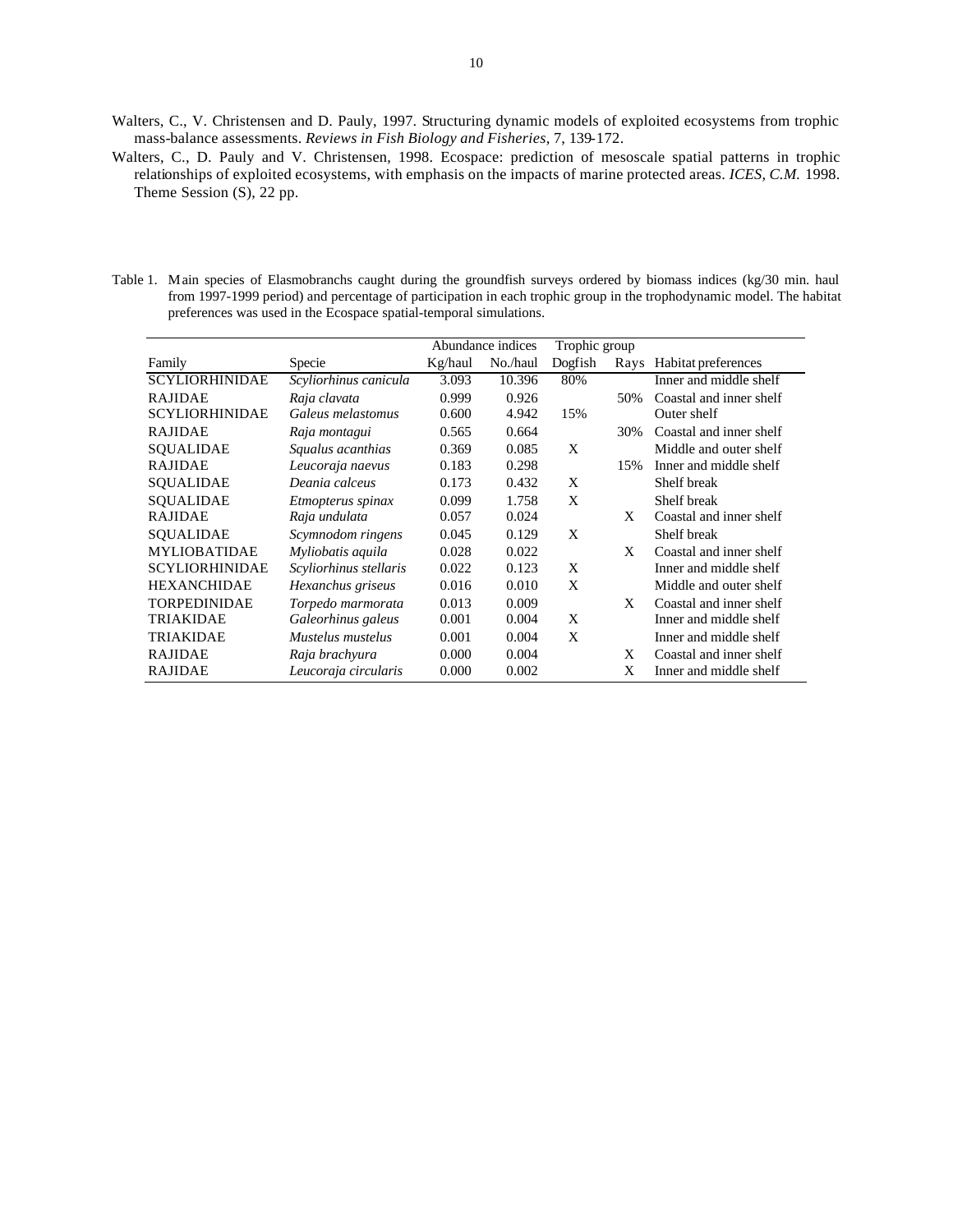Walters, C., V. Christensen and D. Pauly, 1997. Structuring dynamic models of exploited ecosystems from trophic mass-balance assessments. *Reviews in Fish Biology and Fisheries*, 7, 139-172.

Walters, C., D. Pauly and V. Christensen, 1998. Ecospace: prediction of mesoscale spatial patterns in trophic relationships of exploited ecosystems, with emphasis on the impacts of marine protected areas. *ICES, C.M.* 1998. Theme Session (S), 22 pp.

Table 1. Main species of Elasmobranchs caught during the groundfish surveys ordered by biomass indices (kg/30 min. haul from 1997-1999 period) and percentage of participation in each trophic group in the trophodynamic model. The habitat preferences was used in the Ecospace spatial-temporal simulations.

| | | Abundance indices | | Trophic group | | |
|---|---|---|---|---|---|---|
| Family | Specie | Kg/haul | No./haul | Dogfish | Rays | Habitat preferences |
| SCYLIORHINIDAE | *Scyliorhinus canicula* | 3.093 | 10.396 | 80% | | Inner and middle shelf |
| RAJIDAE | *Raja clavata* | 0.999 | 0.926 | | 50% | Coastal and inner shelf |
| SCYLIORHINIDAE | *Galeus melastomus* | 0.600 | 4.942 | 15% | | Outer shelf |
| RAJIDAE | *Raja montagui* | 0.565 | 0.664 | | 30% | Coastal and inner shelf |
| SQUALIDAE | *Squalus acanthias* | 0.369 | 0.085 | X | | Middle and outer shelf |
| RAJIDAE | *Leucoraja naevus* | 0.183 | 0.298 | | 15% | Inner and middle shelf |
| SQUALIDAE | *Deania calceus* | 0.173 | 0.432 | X | | Shelf break |
| SQUALIDAE | *Etmopterus spinax* | 0.099 | 1.758 | X | | Shelf break |
| RAJIDAE | *Raja undulata* | 0.057 | 0.024 | | X | Coastal and inner shelf |
| SQUALIDAE | *Scymnodom ringens* | 0.045 | 0.129 | X | | Shelf break |
| MYLIOBATIDAE | *Myliobatis aquila* | 0.028 | 0.022 | | X | Coastal and inner shelf |
| SCYLIORHINIDAE | *Scyliorhinus stellaris* | 0.022 | 0.123 | X | | Inner and middle shelf |
| HEXANCHIDAE | *Hexanchus griseus* | 0.016 | 0.010 | X | | Middle and outer shelf |
| TORPEDINIDAE | *Torpedo marmorata* | 0.013 | 0.009 | | X | Coastal and inner shelf |
| TRIAKIDAE | *Galeorhinus galeus* | 0.001 | 0.004 | X | | Inner and middle shelf |
| TRIAKIDAE | *Mustelus mustelus* | 0.001 | 0.004 | X | | Inner and middle shelf |
| RAJIDAE | *Raja brachyura* | 0.000 | 0.004 | | X | Coastal and inner shelf |
| RAJIDAE | *Leucoraja circularis* | 0.000 | 0.002 | | X | Inner and middle shelf |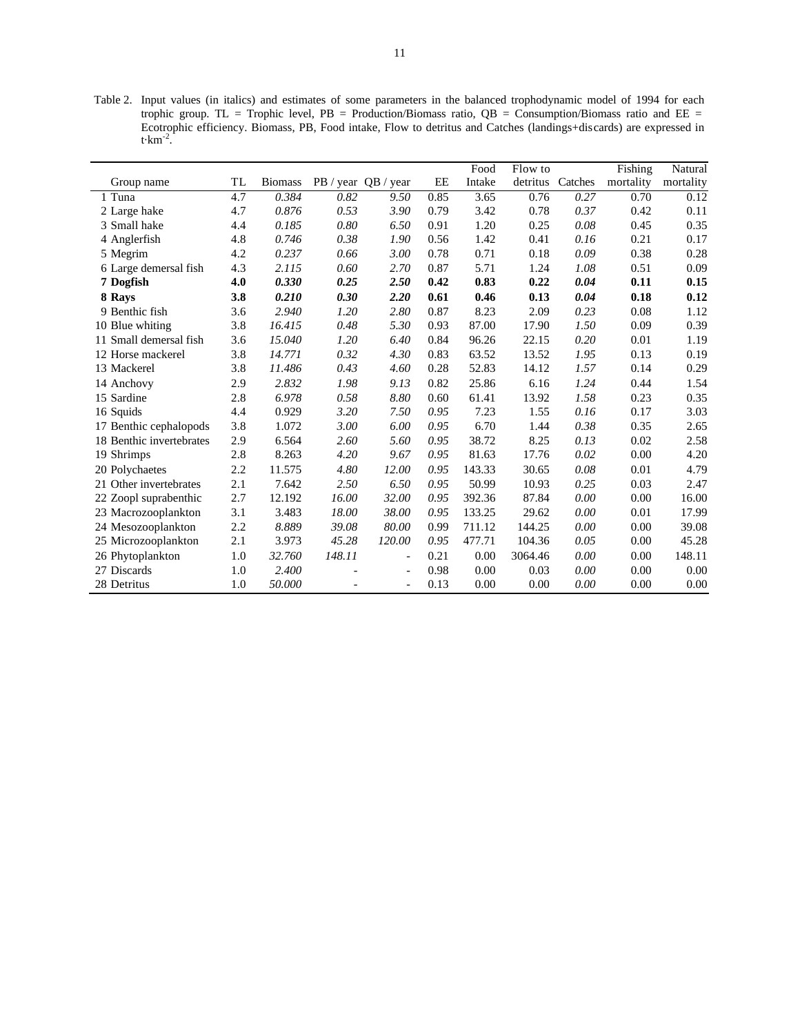Table 2. Input values (in italics) and estimates of some parameters in the balanced trophodynamic model of 1994 for each trophic group. TL = Trophic level, PB = Production/Biomass ratio, QB = Consumption/Biomass ratio and EE = Ecotrophic efficiency. Biomass, PB, Food intake, Flow to detritus and Catches (landings+discards) are expressed in $t{\cdot}km^{-2}$.

| Group name | TL | Biomass | PB / year | QB / year | EE | Food Intake | Flow to detritus | Catches | Fishing mortality | Natural mortality |
|---|---|---|---|---|---|---|---|---|---|---|
| 1 Tuna | 4.7 | *0.384* | *0.82* | *9.50* | 0.85 | 3.65 | 0.76 | *0.27* | 0.70 | 0.12 |
| 2 Large hake | 4.7 | *0.876* | *0.53* | *3.90* | 0.79 | 3.42 | 0.78 | *0.37* | 0.42 | 0.11 |
| 3 Small hake | 4.4 | *0.185* | *0.80* | *6.50* | 0.91 | 1.20 | 0.25 | *0.08* | 0.45 | 0.35 |
| 4 Anglerfish | 4.8 | *0.746* | *0.38* | *1.90* | 0.56 | 1.42 | 0.41 | *0.16* | 0.21 | 0.17 |
| 5 Megrim | 4.2 | *0.237* | *0.66* | *3.00* | 0.78 | 0.71 | 0.18 | *0.09* | 0.38 | 0.28 |
| 6 Large demersal fish | 4.3 | *2.115* | *0.60* | *2.70* | 0.87 | 5.71 | 1.24 | *1.08* | 0.51 | 0.09 |
| **7 Dogfish** | **4.0** | ***0.330*** | ***0.25*** | ***2.50*** | **0.42** | **0.83** | **0.22** | ***0.04*** | **0.11** | **0.15** |
| **8 Rays** | **3.8** | ***0.210*** | ***0.30*** | ***2.20*** | **0.61** | **0.46** | **0.13** | ***0.04*** | **0.18** | **0.12** |
| 9 Benthic fish | 3.6 | *2.940* | *1.20* | *2.80* | 0.87 | 8.23 | 2.09 | *0.23* | 0.08 | 1.12 |
| 10 Blue whiting | 3.8 | *16.415* | *0.48* | *5.30* | 0.93 | 87.00 | 17.90 | *1.50* | 0.09 | 0.39 |
| 11 Small demersal fish | 3.6 | *15.040* | *1.20* | *6.40* | 0.84 | 96.26 | 22.15 | *0.20* | 0.01 | 1.19 |
| 12 Horse mackerel | 3.8 | *14.771* | *0.32* | *4.30* | 0.83 | 63.52 | 13.52 | *1.95* | 0.13 | 0.19 |
| 13 Mackerel | 3.8 | *11.486* | *0.43* | *4.60* | 0.28 | 52.83 | 14.12 | *1.57* | 0.14 | 0.29 |
| 14 Anchovy | 2.9 | *2.832* | *1.98* | *9.13* | 0.82 | 25.86 | 6.16 | *1.24* | 0.44 | 1.54 |
| 15 Sardine | 2.8 | *6.978* | *0.58* | *8.80* | 0.60 | 61.41 | 13.92 | *1.58* | 0.23 | 0.35 |
| 16 Squids | 4.4 | 0.929 | *3.20* | *7.50* | *0.95* | 7.23 | 1.55 | *0.16* | 0.17 | 3.03 |
| 17 Benthic cephalopods | 3.8 | 1.072 | *3.00* | *6.00* | *0.95* | 6.70 | 1.44 | *0.38* | 0.35 | 2.65 |
| 18 Benthic invertebrates | 2.9 | 6.564 | *2.60* | *5.60* | *0.95* | 38.72 | 8.25 | *0.13* | 0.02 | 2.58 |
| 19 Shrimps | 2.8 | 8.263 | *4.20* | *9.67* | *0.95* | 81.63 | 17.76 | *0.02* | 0.00 | 4.20 |
| 20 Polychaetes | 2.2 | 11.575 | *4.80* | *12.00* | *0.95* | 143.33 | 30.65 | *0.08* | 0.01 | 4.79 |
| 21 Other invertebrates | 2.1 | 7.642 | *2.50* | *6.50* | *0.95* | 50.99 | 10.93 | *0.25* | 0.03 | 2.47 |
| 22 Zoopl suprabenthic | 2.7 | 12.192 | *16.00* | *32.00* | *0.95* | 392.36 | 87.84 | *0.00* | 0.00 | 16.00 |
| 23 Macrozooplankton | 3.1 | 3.483 | *18.00* | *38.00* | *0.95* | 133.25 | 29.62 | *0.00* | 0.01 | 17.99 |
| 24 Mesozooplankton | 2.2 | *8.889* | *39.08* | *80.00* | 0.99 | 711.12 | 144.25 | *0.00* | 0.00 | 39.08 |
| 25 Microzooplankton | 2.1 | 3.973 | *45.28* | *120.00* | *0.95* | 477.71 | 104.36 | *0.05* | 0.00 | 45.28 |
| 26 Phytoplankton | 1.0 | *32.760* | *148.11* | - | 0.21 | 0.00 | 3064.46 | *0.00* | 0.00 | 148.11 |
| 27 Discards | 1.0 | *2.400* | - | - | 0.98 | 0.00 | 0.03 | *0.00* | 0.00 | 0.00 |
| 28 Detritus | 1.0 | *50.000* | - | - | 0.13 | 0.00 | 0.00 | *0.00* | 0.00 | 0.00 |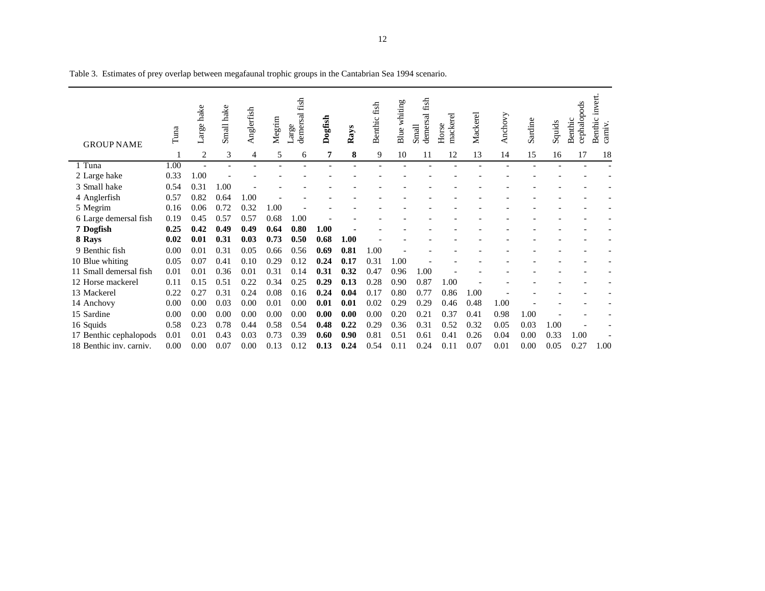Table 3. Estimates of prey overlap between megafaunal trophic groups in the Cantabrian Sea 1994 scenario.

| GROUP NAME | Tuna | Large hake | Small hake | Anglerfish | Megrim | Large demersal fish | **Dogfish** | **Rays** | Benthic fish | Blue whiting | Small demersal fish | Horse mackerel | Mackerel | Anchovy | Sardine | Squids | Benthic cephalopods | Benthic invert. carniv. |
|---|---|---|---|---|---|---|---|---|---|---|---|---|---|---|---|---|---|---|
| | 1 | 2 | 3 | 4 | 5 | 6 | **7** | **8** | 9 | 10 | 11 | 12 | 13 | 14 | 15 | 16 | 17 | 18 |
| 1 Tuna | 1.00 | - | - | - | - | - | - | - | - | - | - | - | - | - | - | - | - | - |
| 2 Large hake | 0.33 | 1.00 | - | - | - | - | - | - | - | - | - | - | - | - | - | - | - | - |
| 3 Small hake | 0.54 | 0.31 | 1.00 | - | - | - | - | - | - | - | - | - | - | - | - | - | - | - |
| 4 Anglerfish | 0.57 | 0.82 | 0.64 | 1.00 | - | - | - | - | - | - | - | - | - | - | - | - | - | - |
| 5 Megrim | 0.16 | 0.06 | 0.72 | 0.32 | 1.00 | - | - | - | - | - | - | - | - | - | - | - | - | - |
| 6 Large demersal fish | 0.19 | 0.45 | 0.57 | 0.57 | 0.68 | 1.00 | - | - | - | - | - | - | - | - | - | - | - | - |
| **7 Dogfish** | **0.25** | **0.42** | **0.49** | **0.49** | **0.64** | **0.80** | **1.00** | **-** | - | - | - | - | - | - | - | - | - | - |
| **8 Rays** | **0.02** | **0.01** | **0.31** | **0.03** | **0.73** | **0.50** | **0.68** | **1.00** | - | - | - | - | - | - | - | - | - | - |
| 9 Benthic fish | 0.00 | 0.01 | 0.31 | 0.05 | 0.66 | 0.56 | **0.69** | **0.81** | 1.00 | - | - | - | - | - | - | - | - | - |
| 10 Blue whiting | 0.05 | 0.07 | 0.41 | 0.10 | 0.29 | 0.12 | **0.24** | **0.17** | 0.31 | 1.00 | - | - | - | - | - | - | - | - |
| 11 Small demersal fish | 0.01 | 0.01 | 0.36 | 0.01 | 0.31 | 0.14 | **0.31** | **0.32** | 0.47 | 0.96 | 1.00 | - | - | - | - | - | - | - |
| 12 Horse mackerel | 0.11 | 0.15 | 0.51 | 0.22 | 0.34 | 0.25 | **0.29** | **0.13** | 0.28 | 0.90 | 0.87 | 1.00 | - | - | - | - | - | - |
| 13 Mackerel | 0.22 | 0.27 | 0.31 | 0.24 | 0.08 | 0.16 | **0.24** | **0.04** | 0.17 | 0.80 | 0.77 | 0.86 | 1.00 | - | - | - | - | - |
| 14 Anchovy | 0.00 | 0.00 | 0.03 | 0.00 | 0.01 | 0.00 | **0.01** | **0.01** | 0.02 | 0.29 | 0.29 | 0.46 | 0.48 | 1.00 | - | - | - | - |
| 15 Sardine | 0.00 | 0.00 | 0.00 | 0.00 | 0.00 | 0.00 | **0.00** | **0.00** | 0.00 | 0.20 | 0.21 | 0.37 | 0.41 | 0.98 | 1.00 | - | - | - |
| 16 Squids | 0.58 | 0.23 | 0.78 | 0.44 | 0.58 | 0.54 | **0.48** | **0.22** | 0.29 | 0.36 | 0.31 | 0.52 | 0.32 | 0.05 | 0.03 | 1.00 | - | - |
| 17 Benthic cephalopods | 0.01 | 0.01 | 0.43 | 0.03 | 0.73 | 0.39 | **0.60** | **0.90** | 0.81 | 0.51 | 0.61 | 0.41 | 0.26 | 0.04 | 0.00 | 0.33 | 1.00 | - |
| 18 Benthic inv. carniv. | 0.00 | 0.00 | 0.07 | 0.00 | 0.13 | 0.12 | **0.13** | **0.24** | 0.54 | 0.11 | 0.24 | 0.11 | 0.07 | 0.01 | 0.00 | 0.05 | 0.27 | 1.00 |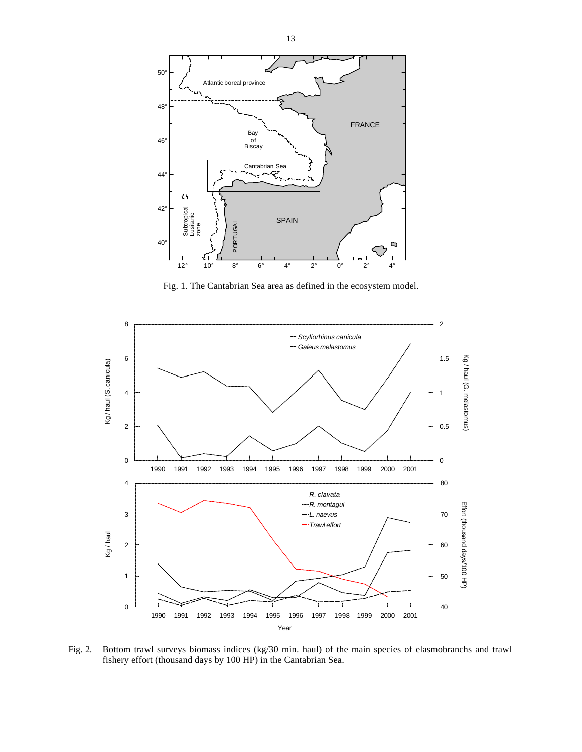Fig. 1. The Cantabrian Sea area as defined in the ecosystem model.

Fig. 2. Bottom trawl surveys biomass indices (kg/30 min. haul) of the main species of elasmobranchs and trawl fishery effort (thousand days by 100 HP) in the Cantabrian Sea.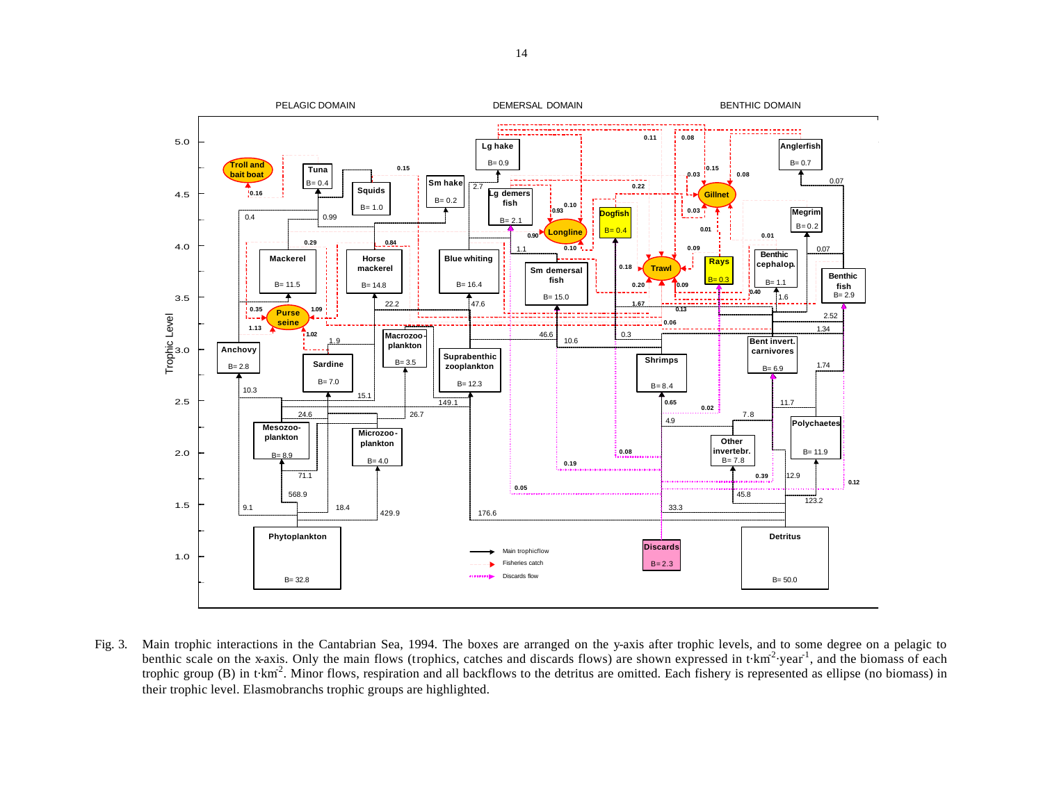Fig. 3. Main trophic interactions in the Cantabrian Sea, 1994. The boxes are arranged on the y-axis after trophic levels, and to some degree on a pelagic to benthic scale on the x-axis. Only the main flows (trophics, catches and discards flows) are shown expressed in $t{\cdot}km^{-2}{\cdot}year^{-1}$, and the biomass of each trophic group (B) in $t{\cdot}km^{-2}$. Minor flows, respiration and all backflows to the detritus are omitted. Each fishery is represented as ellipse (no biomass) in their trophic level. Elasmobranchs trophic groups are highlighted.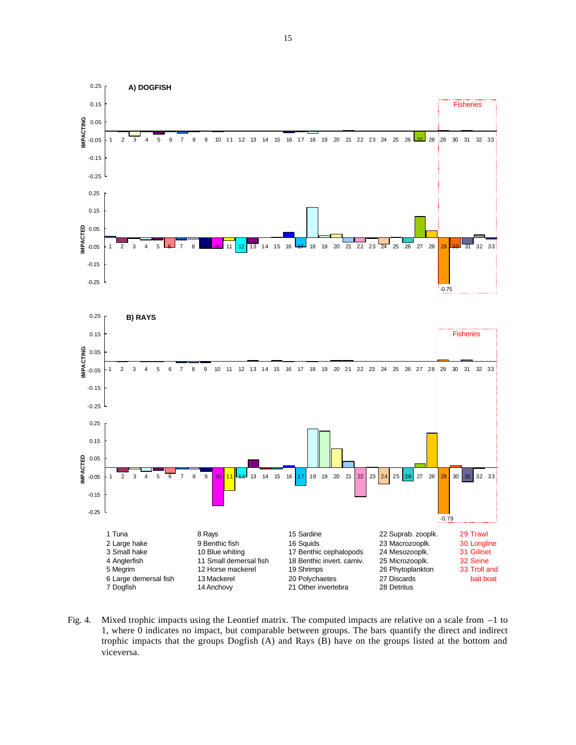Fig. 4. Mixed trophic impacts using the Leontief matrix. The computed impacts are relative on a scale from –1 to 1, where 0 indicates no impact, but comparable between groups. The bars quantify the direct and indirect trophic impacts that the groups Dogfish (A) and Rays (B) have on the groups listed at the bottom and viceversa.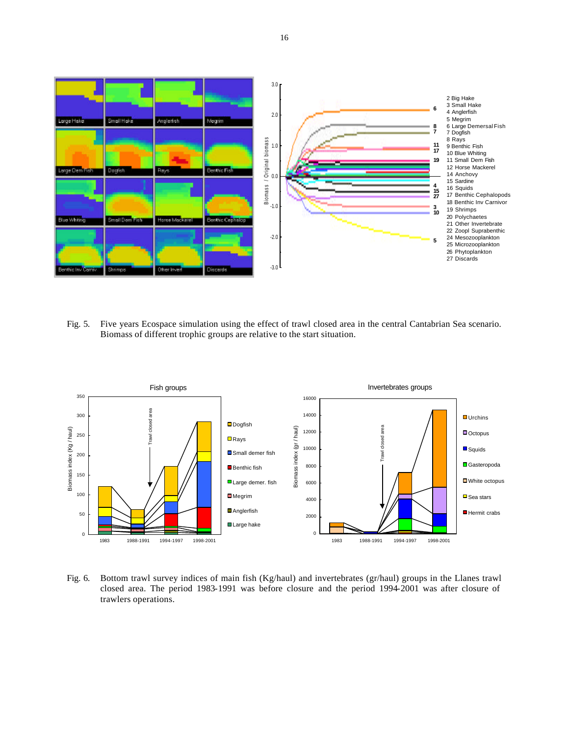Large Hake
Small Hake
Anglerfish
Megrim
Large Dem Fish
Dogfish
Rays
Benthic Fish
Blue Whiting
Small Dem Fish
Horse Mackerel
Benthic Cephalop
Benthic Inv Carniv
Shrimps
Other Invert
Discards

Biomass / Original biomass

3.0
2.0
1.0
0.0
-1.0
-2.0
-3.0

6
8
7
11
17
19
4
15
27
3
10
5

2 Big Hake
3 Small Hake
4 Anglerfish
5 Megrim
6 Large Demersal Fish
7 Dogfish
8 Rays
9 Benthic Fish
10 Blue Whiting
11 Small Dem Fish
12 Horse Mackerel
14 Anchovy
15 Sardine
16 Squids
17 Benthic Cephalopods
18 Benthic Inv Carnivor
19 Shrimps
20 Polychaetes
21 Other Invertebrate
22 Zoopl Suprabenthic
24 Mesozooplankton
25 Microzooplankton
26 Phytoplankton
27 Discards

Fig. 5. Five years Ecospace simulation using the effect of trawl closed area in the central Cantabrian Sea scenario. Biomass of different trophic groups are relative to the start situation.

Fish groups

Biomass index (Kg / haul)

350
300
250
200
150
100
50
0

Trawl closed area

1983
1988-1991
1994-1997
1998-2001

Dogfish
Rays
Small demer fish
Benthic fish
Large demer. fish
Megrim
Anglerfish
Large hake

Invertebrates groups

Biomass index (gr / haul)

16000
14000
12000
10000
8000
6000
4000
2000
0

Trawl closed area

1983
1988-1991
1994-1997
1998-2001

Urchins
Octopus
Squids
Gasteropoda
White octopus
Sea stars
Hermit crabs

Fig. 6. Bottom trawl survey indices of main fish (Kg/haul) and invertebrates (gr/haul) groups in the Llanes trawl closed area. The period 1983-1991 was before closure and the period 1994-2001 was after closure of trawlers operations.